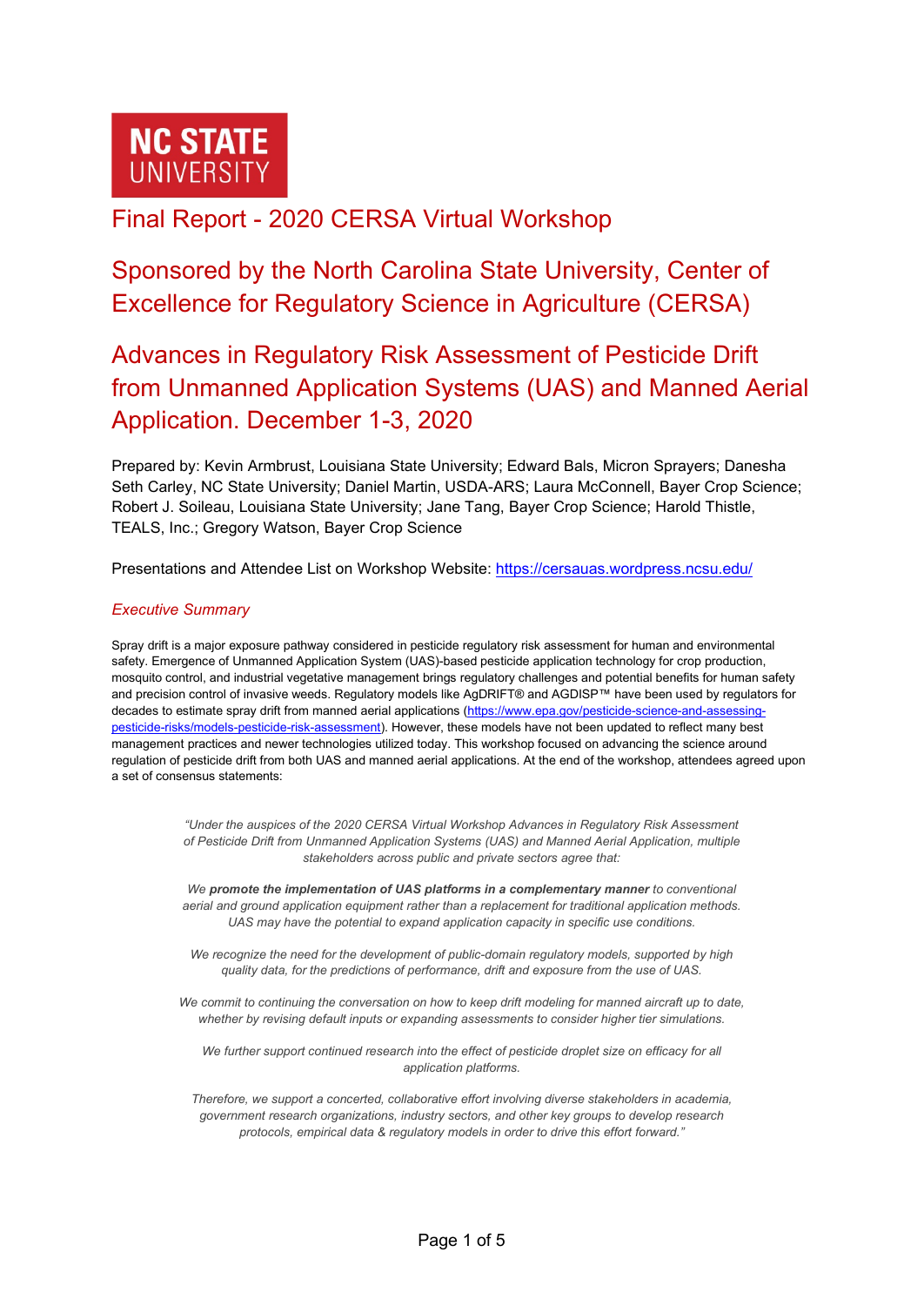NC STATE UNIVERSITY

# Final Report - 2020 CERSA Virtual Workshop

# Sponsored by the North Carolina State University, Center of Excellence for Regulatory Science in Agriculture (CERSA)

# Advances in Regulatory Risk Assessment of Pesticide Drift from Unmanned Application Systems (UAS) and Manned Aerial Application. December 1-3, 2020

Prepared by: Kevin Armbrust, Louisiana State University; Edward Bals, Micron Sprayers; Danesha Seth Carley, NC State University; Daniel Martin, USDA-ARS; Laura McConnell, Bayer Crop Science; Robert J. Soileau, Louisiana State University; Jane Tang, Bayer Crop Science; Harold Thistle, TEALS, Inc.; Gregory Watson, Bayer Crop Science

Presentations and Attendee List on Workshop Website: [https://cersauas.wordpress.ncsu.edu/](https://cersauas.wordpress.ncsu.edu/)

## *Executive Summary*

Spray drift is a major exposure pathway considered in pesticide regulatory risk assessment for human and environmental safety. Emergence of Unmanned Application System (UAS)-based pesticide application technology for crop production, mosquito control, and industrial vegetative management brings regulatory challenges and potential benefits for human safety and precision control of invasive weeds. Regulatory models like AgDRIFT® and AGDISP™ have been used by regulators for decades to estimate spray drift from manned aerial applications ([https://www.epa.gov/pesticide-science-and-assessing-pesticide-risks/models-pesticide-risk-assessment](https://www.epa.gov/pesticide-science-and-assessing-pesticide-risks/models-pesticide-risk-assessment)). However, these models have not been updated to reflect many best management practices and newer technologies utilized today. This workshop focused on advancing the science around regulation of pesticide drift from both UAS and manned aerial applications. At the end of the workshop, attendees agreed upon a set of consensus statements:

> *"Under the auspices of the 2020 CERSA Virtual Workshop Advances in Regulatory Risk Assessment of Pesticide Drift from Unmanned Application Systems (UAS) and Manned Aerial Application, multiple stakeholders across public and private sectors agree that:*
>
> *We **promote the implementation of UAS platforms in a complementary manner** to conventional aerial and ground application equipment rather than a replacement for traditional application methods. UAS may have the potential to expand application capacity in specific use conditions.*
>
> *We recognize the need for the development of public-domain regulatory models, supported by high quality data, for the predictions of performance, drift and exposure from the use of UAS.*
>
> *We commit to continuing the conversation on how to keep drift modeling for manned aircraft up to date, whether by revising default inputs or expanding assessments to consider higher tier simulations.*
>
> *We further support continued research into the effect of pesticide droplet size on efficacy for all application platforms.*
>
> *Therefore, we support a concerted, collaborative effort involving diverse stakeholders in academia, government research organizations, industry sectors, and other key groups to develop research protocols, empirical data & regulatory models in order to drive this effort forward."*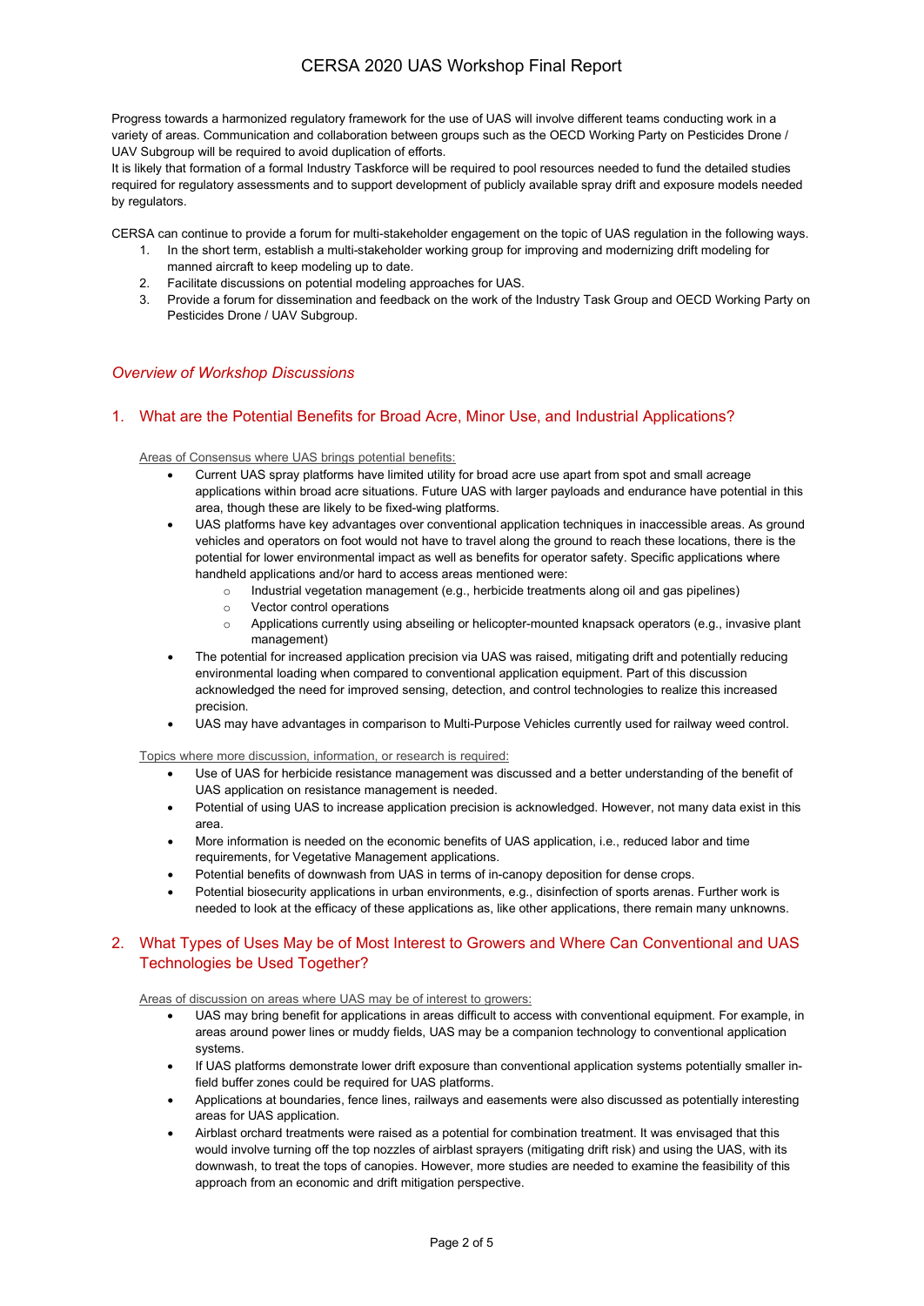Progress towards a harmonized regulatory framework for the use of UAS will involve different teams conducting work in a variety of areas. Communication and collaboration between groups such as the OECD Working Party on Pesticides Drone / UAV Subgroup will be required to avoid duplication of efforts.

It is likely that formation of a formal Industry Taskforce will be required to pool resources needed to fund the detailed studies required for regulatory assessments and to support development of publicly available spray drift and exposure models needed by regulators.

CERSA can continue to provide a forum for multi-stakeholder engagement on the topic of UAS regulation in the following ways.

1. In the short term, establish a multi-stakeholder working group for improving and modernizing drift modeling for manned aircraft to keep modeling up to date.
2. Facilitate discussions on potential modeling approaches for UAS.
3. Provide a forum for dissemination and feedback on the work of the Industry Task Group and OECD Working Party on Pesticides Drone / UAV Subgroup.

## *Overview of Workshop Discussions*

### 1. What are the Potential Benefits for Broad Acre, Minor Use, and Industrial Applications?

Areas of Consensus where UAS brings potential benefits:

- Current UAS spray platforms have limited utility for broad acre use apart from spot and small acreage applications within broad acre situations. Future UAS with larger payloads and endurance have potential in this area, though these are likely to be fixed-wing platforms.
- UAS platforms have key advantages over conventional application techniques in inaccessible areas. As ground vehicles and operators on foot would not have to travel along the ground to reach these locations, there is the potential for lower environmental impact as well as benefits for operator safety. Specific applications where handheld applications and/or hard to access areas mentioned were:
    - Industrial vegetation management (e.g., herbicide treatments along oil and gas pipelines)
    - Vector control operations
    - Applications currently using abseiling or helicopter-mounted knapsack operators (e.g., invasive plant management)
- The potential for increased application precision via UAS was raised, mitigating drift and potentially reducing environmental loading when compared to conventional application equipment. Part of this discussion acknowledged the need for improved sensing, detection, and control technologies to realize this increased precision.
- UAS may have advantages in comparison to Multi-Purpose Vehicles currently used for railway weed control.

Topics where more discussion, information, or research is required:

- Use of UAS for herbicide resistance management was discussed and a better understanding of the benefit of UAS application on resistance management is needed.
- Potential of using UAS to increase application precision is acknowledged. However, not many data exist in this area.
- More information is needed on the economic benefits of UAS application, i.e., reduced labor and time requirements, for Vegetative Management applications.
- Potential benefits of downwash from UAS in terms of in-canopy deposition for dense crops.
- Potential biosecurity applications in urban environments, e.g., disinfection of sports arenas. Further work is needed to look at the efficacy of these applications as, like other applications, there remain many unknowns.

### 2. What Types of Uses May be of Most Interest to Growers and Where Can Conventional and UAS Technologies be Used Together?

Areas of discussion on areas where UAS may be of interest to growers:

- UAS may bring benefit for applications in areas difficult to access with conventional equipment. For example, in areas around power lines or muddy fields, UAS may be a companion technology to conventional application systems.
- If UAS platforms demonstrate lower drift exposure than conventional application systems potentially smaller in-field buffer zones could be required for UAS platforms.
- Applications at boundaries, fence lines, railways and easements were also discussed as potentially interesting areas for UAS application.
- Airblast orchard treatments were raised as a potential for combination treatment. It was envisaged that this would involve turning off the top nozzles of airblast sprayers (mitigating drift risk) and using the UAS, with its downwash, to treat the tops of canopies. However, more studies are needed to examine the feasibility of this approach from an economic and drift mitigation perspective.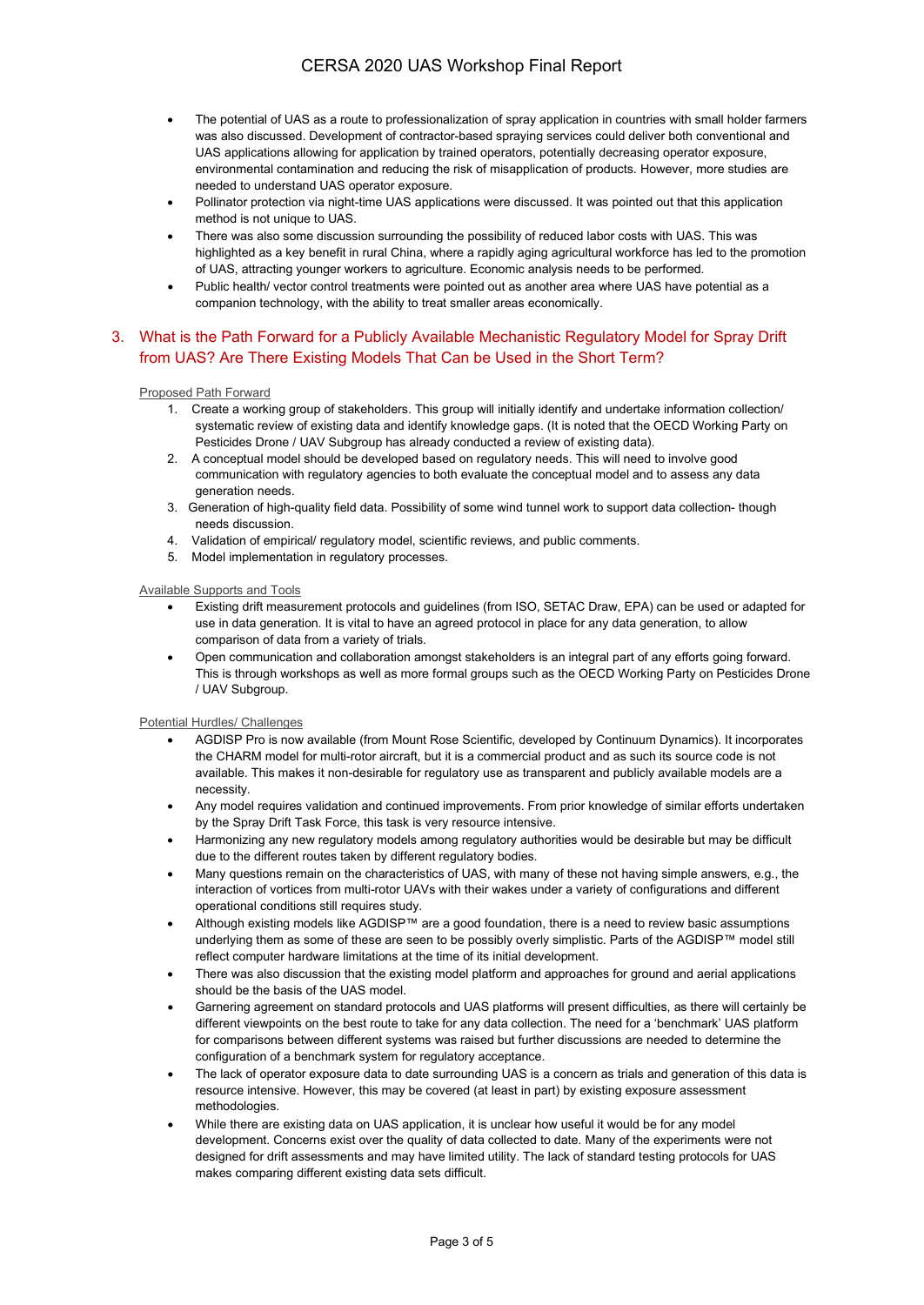- The potential of UAS as a route to professionalization of spray application in countries with small holder farmers was also discussed. Development of contractor-based spraying services could deliver both conventional and UAS applications allowing for application by trained operators, potentially decreasing operator exposure, environmental contamination and reducing the risk of misapplication of products. However, more studies are needed to understand UAS operator exposure.
- Pollinator protection via night-time UAS applications were discussed. It was pointed out that this application method is not unique to UAS.
- There was also some discussion surrounding the possibility of reduced labor costs with UAS. This was highlighted as a key benefit in rural China, where a rapidly aging agricultural workforce has led to the promotion of UAS, attracting younger workers to agriculture. Economic analysis needs to be performed.
- Public health/ vector control treatments were pointed out as another area where UAS have potential as a companion technology, with the ability to treat smaller areas economically.

## 3. What is the Path Forward for a Publicly Available Mechanistic Regulatory Model for Spray Drift from UAS? Are There Existing Models That Can be Used in the Short Term?

Proposed Path Forward

1. Create a working group of stakeholders. This group will initially identify and undertake information collection/ systematic review of existing data and identify knowledge gaps. (It is noted that the OECD Working Party on Pesticides Drone / UAV Subgroup has already conducted a review of existing data).
2. A conceptual model should be developed based on regulatory needs. This will need to involve good communication with regulatory agencies to both evaluate the conceptual model and to assess any data generation needs.
3. Generation of high-quality field data. Possibility of some wind tunnel work to support data collection- though needs discussion.
4. Validation of empirical/ regulatory model, scientific reviews, and public comments.
5. Model implementation in regulatory processes.

Available Supports and Tools

- Existing drift measurement protocols and guidelines (from ISO, SETAC Draw, EPA) can be used or adapted for use in data generation. It is vital to have an agreed protocol in place for any data generation, to allow comparison of data from a variety of trials.
- Open communication and collaboration amongst stakeholders is an integral part of any efforts going forward. This is through workshops as well as more formal groups such as the OECD Working Party on Pesticides Drone / UAV Subgroup.

Potential Hurdles/ Challenges

- AGDISP Pro is now available (from Mount Rose Scientific, developed by Continuum Dynamics). It incorporates the CHARM model for multi-rotor aircraft, but it is a commercial product and as such its source code is not available. This makes it non-desirable for regulatory use as transparent and publicly available models are a necessity.
- Any model requires validation and continued improvements. From prior knowledge of similar efforts undertaken by the Spray Drift Task Force, this task is very resource intensive.
- Harmonizing any new regulatory models among regulatory authorities would be desirable but may be difficult due to the different routes taken by different regulatory bodies.
- Many questions remain on the characteristics of UAS, with many of these not having simple answers, e.g., the interaction of vortices from multi-rotor UAVs with their wakes under a variety of configurations and different operational conditions still requires study.
- Although existing models like AGDISP™ are a good foundation, there is a need to review basic assumptions underlying them as some of these are seen to be possibly overly simplistic. Parts of the AGDISP™ model still reflect computer hardware limitations at the time of its initial development.
- There was also discussion that the existing model platform and approaches for ground and aerial applications should be the basis of the UAS model.
- Garnering agreement on standard protocols and UAS platforms will present difficulties, as there will certainly be different viewpoints on the best route to take for any data collection. The need for a 'benchmark' UAS platform for comparisons between different systems was raised but further discussions are needed to determine the configuration of a benchmark system for regulatory acceptance.
- The lack of operator exposure data to date surrounding UAS is a concern as trials and generation of this data is resource intensive. However, this may be covered (at least in part) by existing exposure assessment methodologies.
- While there are existing data on UAS application, it is unclear how useful it would be for any model development. Concerns exist over the quality of data collected to date. Many of the experiments were not designed for drift assessments and may have limited utility. The lack of standard testing protocols for UAS makes comparing different existing data sets difficult.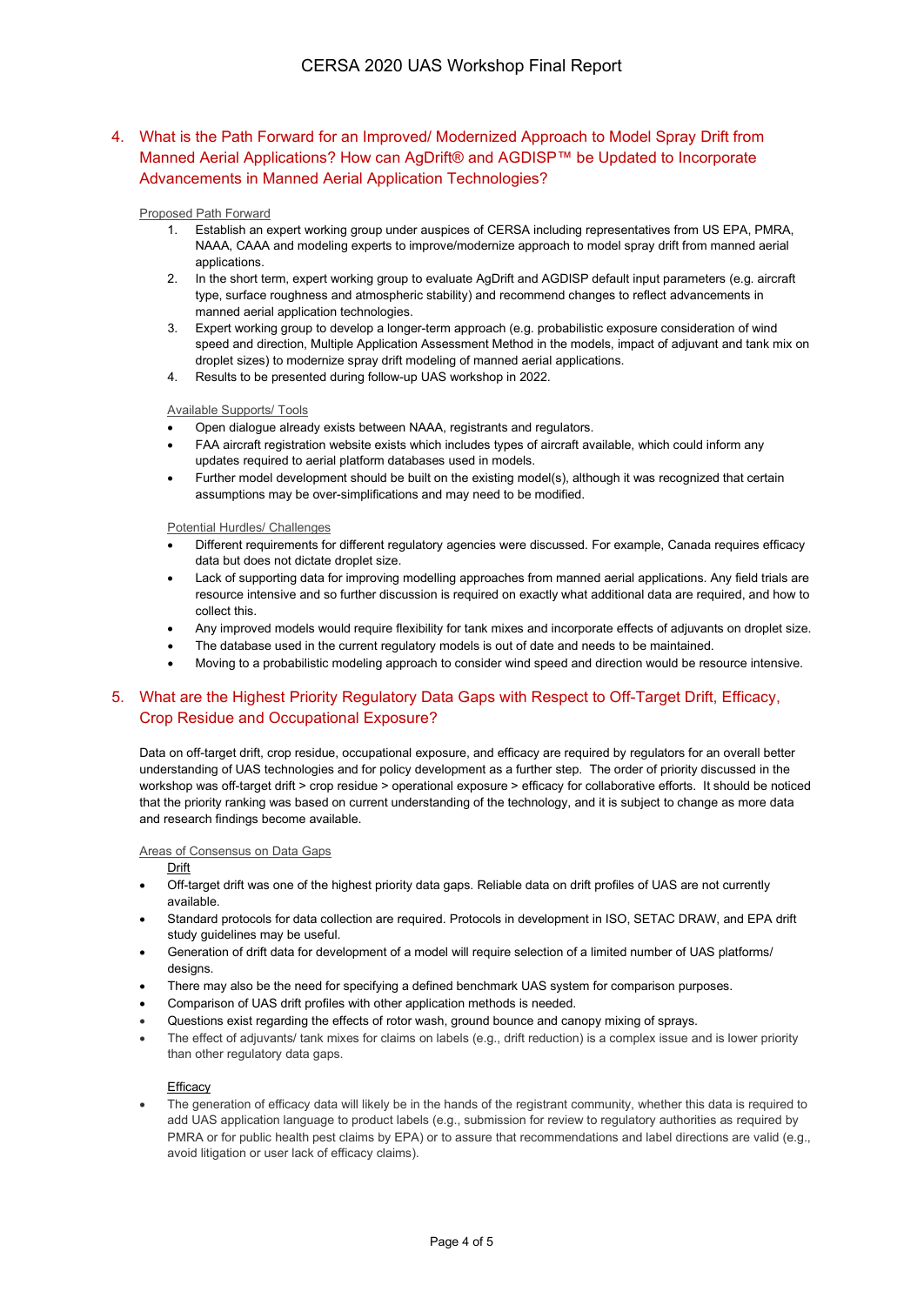## 4. What is the Path Forward for an Improved/ Modernized Approach to Model Spray Drift from Manned Aerial Applications? How can AgDrift® and AGDISP™ be Updated to Incorporate Advancements in Manned Aerial Application Technologies?

Proposed Path Forward

1. Establish an expert working group under auspices of CERSA including representatives from US EPA, PMRA, NAAA, CAAA and modeling experts to improve/modernize approach to model spray drift from manned aerial applications.
2. In the short term, expert working group to evaluate AgDrift and AGDISP default input parameters (e.g. aircraft type, surface roughness and atmospheric stability) and recommend changes to reflect advancements in manned aerial application technologies.
3. Expert working group to develop a longer-term approach (e.g. probabilistic exposure consideration of wind speed and direction, Multiple Application Assessment Method in the models, impact of adjuvant and tank mix on droplet sizes) to modernize spray drift modeling of manned aerial applications.
4. Results to be presented during follow-up UAS workshop in 2022.

Available Supports/ Tools

- Open dialogue already exists between NAAA, registrants and regulators.
- FAA aircraft registration website exists which includes types of aircraft available, which could inform any updates required to aerial platform databases used in models.
- Further model development should be built on the existing model(s), although it was recognized that certain assumptions may be over-simplifications and may need to be modified.

Potential Hurdles/ Challenges

- Different requirements for different regulatory agencies were discussed. For example, Canada requires efficacy data but does not dictate droplet size.
- Lack of supporting data for improving modelling approaches from manned aerial applications. Any field trials are resource intensive and so further discussion is required on exactly what additional data are required, and how to collect this.
- Any improved models would require flexibility for tank mixes and incorporate effects of adjuvants on droplet size.
- The database used in the current regulatory models is out of date and needs to be maintained.
- Moving to a probabilistic modeling approach to consider wind speed and direction would be resource intensive.

## 5. What are the Highest Priority Regulatory Data Gaps with Respect to Off-Target Drift, Efficacy, Crop Residue and Occupational Exposure?

Data on off-target drift, crop residue, occupational exposure, and efficacy are required by regulators for an overall better understanding of UAS technologies and for policy development as a further step. The order of priority discussed in the workshop was off-target drift > crop residue > operational exposure > efficacy for collaborative efforts. It should be noticed that the priority ranking was based on current understanding of the technology, and it is subject to change as more data and research findings become available.

Areas of Consensus on Data Gaps

Drift

- Off-target drift was one of the highest priority data gaps. Reliable data on drift profiles of UAS are not currently available.
- Standard protocols for data collection are required. Protocols in development in ISO, SETAC DRAW, and EPA drift study guidelines may be useful.
- Generation of drift data for development of a model will require selection of a limited number of UAS platforms/ designs.
- There may also be the need for specifying a defined benchmark UAS system for comparison purposes.
- Comparison of UAS drift profiles with other application methods is needed.
- Questions exist regarding the effects of rotor wash, ground bounce and canopy mixing of sprays.
- The effect of adjuvants/ tank mixes for claims on labels (e.g., drift reduction) is a complex issue and is lower priority than other regulatory data gaps.

Efficacy

- The generation of efficacy data will likely be in the hands of the registrant community, whether this data is required to add UAS application language to product labels (e.g., submission for review to regulatory authorities as required by PMRA or for public health pest claims by EPA) or to assure that recommendations and label directions are valid (e.g., avoid litigation or user lack of efficacy claims).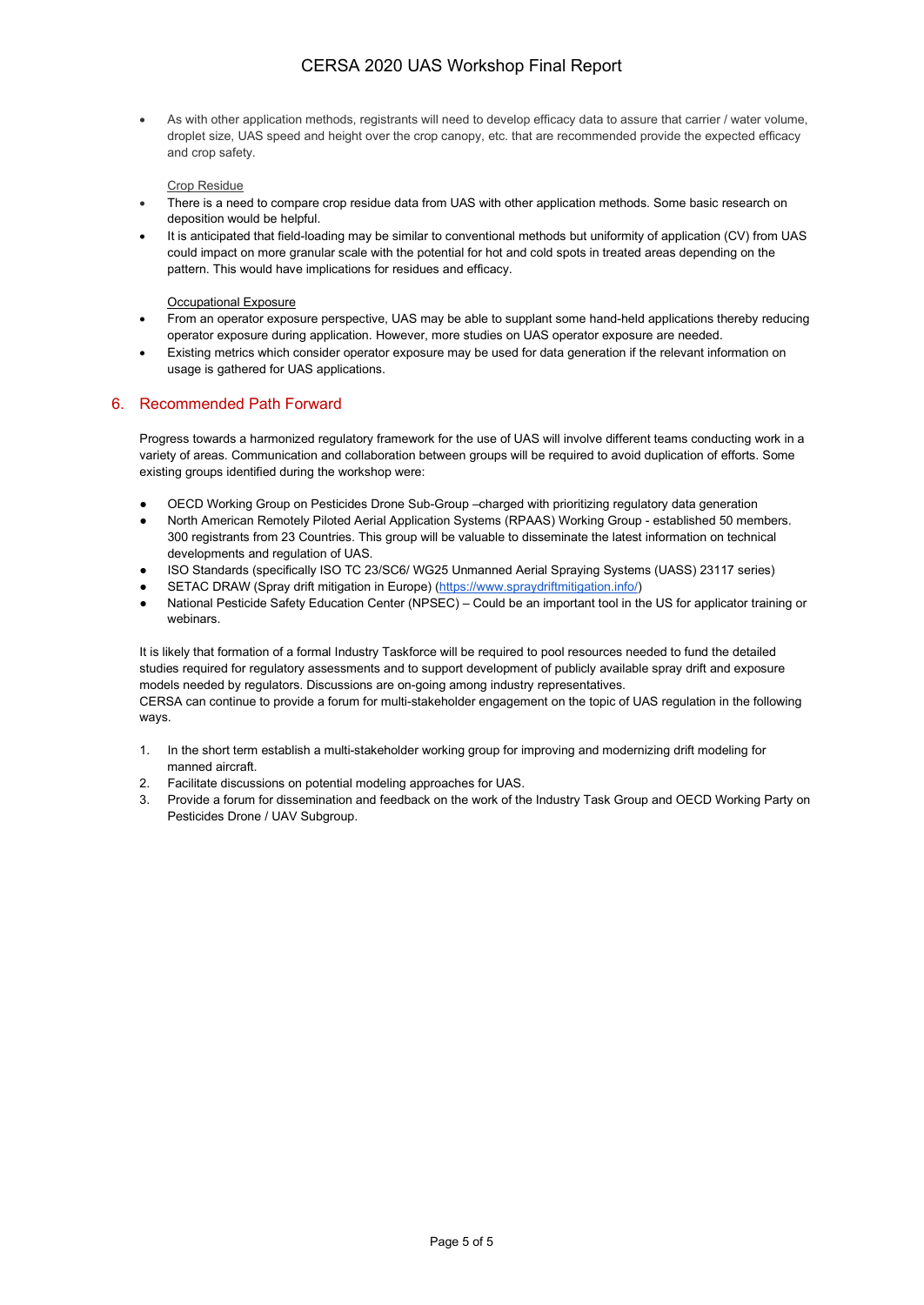- As with other application methods, registrants will need to develop efficacy data to assure that carrier / water volume, droplet size, UAS speed and height over the crop canopy, etc. that are recommended provide the expected efficacy and crop safety.

Crop Residue

- There is a need to compare crop residue data from UAS with other application methods. Some basic research on deposition would be helpful.
- It is anticipated that field-loading may be similar to conventional methods but uniformity of application (CV) from UAS could impact on more granular scale with the potential for hot and cold spots in treated areas depending on the pattern. This would have implications for residues and efficacy.

Occupational Exposure

- From an operator exposure perspective, UAS may be able to supplant some hand-held applications thereby reducing operator exposure during application. However, more studies on UAS operator exposure are needed.
- Existing metrics which consider operator exposure may be used for data generation if the relevant information on usage is gathered for UAS applications.

## 6. Recommended Path Forward

Progress towards a harmonized regulatory framework for the use of UAS will involve different teams conducting work in a variety of areas. Communication and collaboration between groups will be required to avoid duplication of efforts. Some existing groups identified during the workshop were:

- OECD Working Group on Pesticides Drone Sub-Group –charged with prioritizing regulatory data generation
- North American Remotely Piloted Aerial Application Systems (RPAAS) Working Group - established 50 members. 300 registrants from 23 Countries. This group will be valuable to disseminate the latest information on technical developments and regulation of UAS.
- ISO Standards (specifically ISO TC 23/SC6/ WG25 Unmanned Aerial Spraying Systems (UASS) 23117 series)
- SETAC DRAW (Spray drift mitigation in Europe) (https://www.spraydriftmitigation.info/)
- National Pesticide Safety Education Center (NPSEC) – Could be an important tool in the US for applicator training or webinars.

It is likely that formation of a formal Industry Taskforce will be required to pool resources needed to fund the detailed studies required for regulatory assessments and to support development of publicly available spray drift and exposure models needed by regulators. Discussions are on-going among industry representatives.
CERSA can continue to provide a forum for multi-stakeholder engagement on the topic of UAS regulation in the following ways.

1. In the short term establish a multi-stakeholder working group for improving and modernizing drift modeling for manned aircraft.
2. Facilitate discussions on potential modeling approaches for UAS.
3. Provide a forum for dissemination and feedback on the work of the Industry Task Group and OECD Working Party on Pesticides Drone / UAV Subgroup.